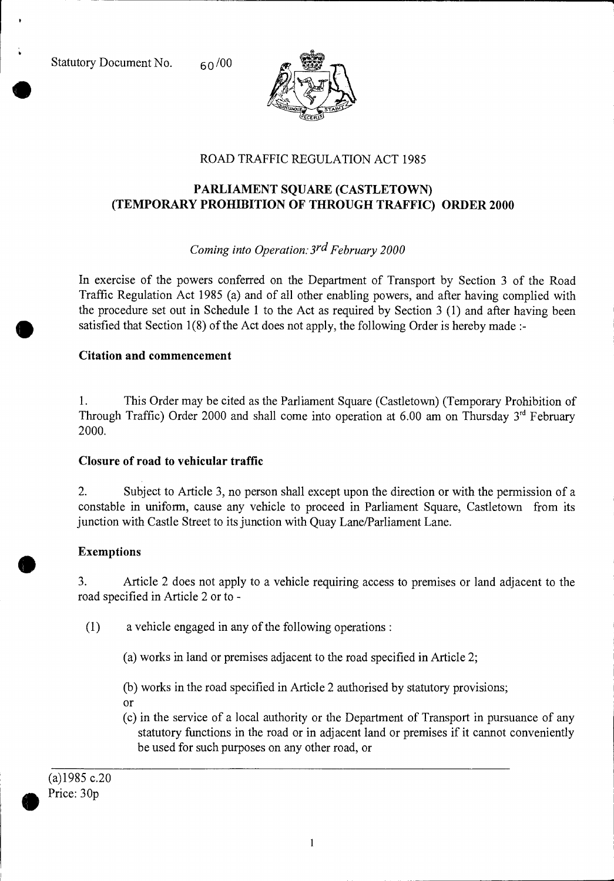Statutory Document No. 60/00

ROAD TRAFFIC REGULATION ACT 1985

# PARLIAMENT SQUARE (CASTLETOWN) (TEMPORARY PROHIBITION OF THROUGH TRAFFIC) ORDER 2000

*Coming into Operation: 3rd February 2000*

In exercise of the powers conferred on the Department of Transport by Section 3 of the Road Traffic Regulation Act 1985 (a) and of all other enabling powers, and after having complied with the procedure set out in Schedule 1 to the Act as required by Section 3 (1) and after having been satisfied that Section 1(8) of the Act does not apply, the following Order is hereby made :-

### Citation and commencement

1. This Order may be cited as the Parliament Square (Castletown) (Temporary Prohibition of Through Traffic) Order 2000 and shall come into operation at 6.00 am on Thursday 3rd February 2000.

### Closure of road to vehicular traffic

2. Subject to Article 3, no person shall except upon the direction or with the permission of a constable in uniform, cause any vehicle to proceed in Parliament Square, Castletown from its junction with Castle Street to its junction with Quay Lane/Parliament Lane.

### Exemptions

3. Article 2 does not apply to a vehicle requiring access to premises or land adjacent to the road specified in Article 2 or to -

(1) a vehicle engaged in any of the following operations :

(a) works in land or premises adjacent to the road specified in Article 2;

(b) works in the road specified in Article 2 authorised by statutory provisions;

or

(c) in the service of a local authority or the Department of Transport in pursuance of any statutory functions in the road or in adjacent land or premises if it cannot conveniently be used for such purposes on any other road, or

---

(a)1985 c.20

Price: 30p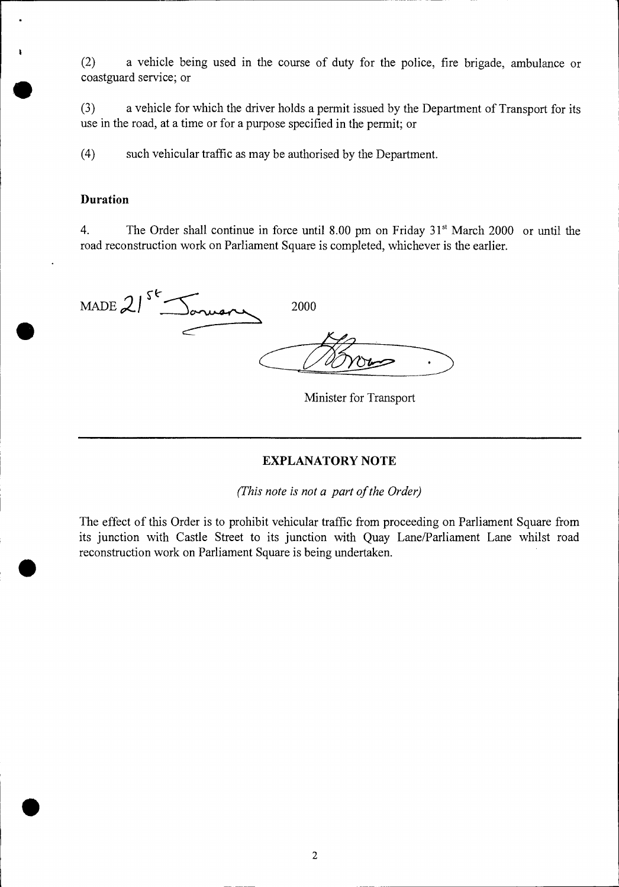(2) a vehicle being used in the course of duty for the police, fire brigade, ambulance or coastguard service; or

(3) a vehicle for which the driver holds a permit issued by the Department of Transport for its use in the road, at a time or for a purpose specified in the permit; or

(4) such vehicular traffic as may be authorised by the Department.

**Duration**

4. The Order shall continue in force until 8.00 pm on Friday 31st March 2000 or until the road reconstruction work on Parliament Square is completed, whichever is the earlier.

MADE 21st January 2000

Minister for Transport

---

**EXPLANATORY NOTE**

*(This note is not a part of the Order)*

The effect of this Order is to prohibit vehicular traffic from proceeding on Parliament Square from its junction with Castle Street to its junction with Quay Lane/Parliament Lane whilst road reconstruction work on Parliament Square is being undertaken.